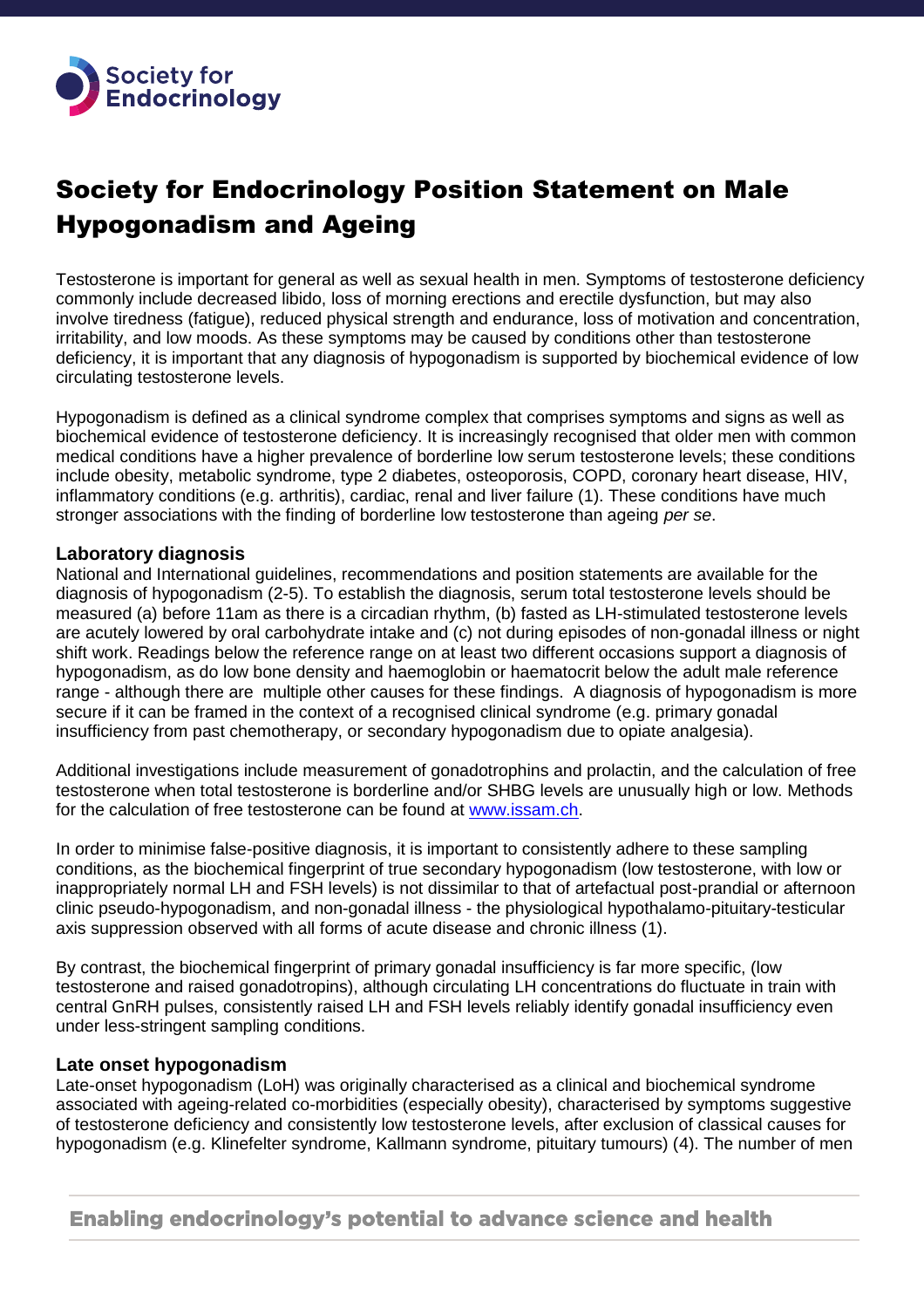Society for Endocrinology

# Society for Endocrinology Position Statement on Male Hypogonadism and Ageing

Testosterone is important for general as well as sexual health in men. Symptoms of testosterone deficiency commonly include decreased libido, loss of morning erections and erectile dysfunction, but may also involve tiredness (fatigue), reduced physical strength and endurance, loss of motivation and concentration, irritability, and low moods. As these symptoms may be caused by conditions other than testosterone deficiency, it is important that any diagnosis of hypogonadism is supported by biochemical evidence of low circulating testosterone levels.

Hypogonadism is defined as a clinical syndrome complex that comprises symptoms and signs as well as biochemical evidence of testosterone deficiency. It is increasingly recognised that older men with common medical conditions have a higher prevalence of borderline low serum testosterone levels; these conditions include obesity, metabolic syndrome, type 2 diabetes, osteoporosis, COPD, coronary heart disease, HIV, inflammatory conditions (e.g. arthritis), cardiac, renal and liver failure (1). These conditions have much stronger associations with the finding of borderline low testosterone than ageing *per se*.

### Laboratory diagnosis

National and International guidelines, recommendations and position statements are available for the diagnosis of hypogonadism (2-5). To establish the diagnosis, serum total testosterone levels should be measured (a) before 11am as there is a circadian rhythm, (b) fasted as LH-stimulated testosterone levels are acutely lowered by oral carbohydrate intake and (c) not during episodes of non-gonadal illness or night shift work. Readings below the reference range on at least two different occasions support a diagnosis of hypogonadism, as do low bone density and haemoglobin or haematocrit below the adult male reference range - although there are multiple other causes for these findings. A diagnosis of hypogonadism is more secure if it can be framed in the context of a recognised clinical syndrome (e.g. primary gonadal insufficiency from past chemotherapy, or secondary hypogonadism due to opiate analgesia).

Additional investigations include measurement of gonadotrophins and prolactin, and the calculation of free testosterone when total testosterone is borderline and/or SHBG levels are unusually high or low. Methods for the calculation of free testosterone can be found at www.issam.ch.

In order to minimise false-positive diagnosis, it is important to consistently adhere to these sampling conditions, as the biochemical fingerprint of true secondary hypogonadism (low testosterone, with low or inappropriately normal LH and FSH levels) is not dissimilar to that of artefactual post-prandial or afternoon clinic pseudo-hypogonadism, and non-gonadal illness - the physiological hypothalamo-pituitary-testicular axis suppression observed with all forms of acute disease and chronic illness (1).

By contrast, the biochemical fingerprint of primary gonadal insufficiency is far more specific, (low testosterone and raised gonadotropins), although circulating LH concentrations do fluctuate in train with central GnRH pulses, consistently raised LH and FSH levels reliably identify gonadal insufficiency even under less-stringent sampling conditions.

### Late onset hypogonadism

Late-onset hypogonadism (LoH) was originally characterised as a clinical and biochemical syndrome associated with ageing-related co-morbidities (especially obesity), characterised by symptoms suggestive of testosterone deficiency and consistently low testosterone levels, after exclusion of classical causes for hypogonadism (e.g. Klinefelter syndrome, Kallmann syndrome, pituitary tumours) (4). The number of men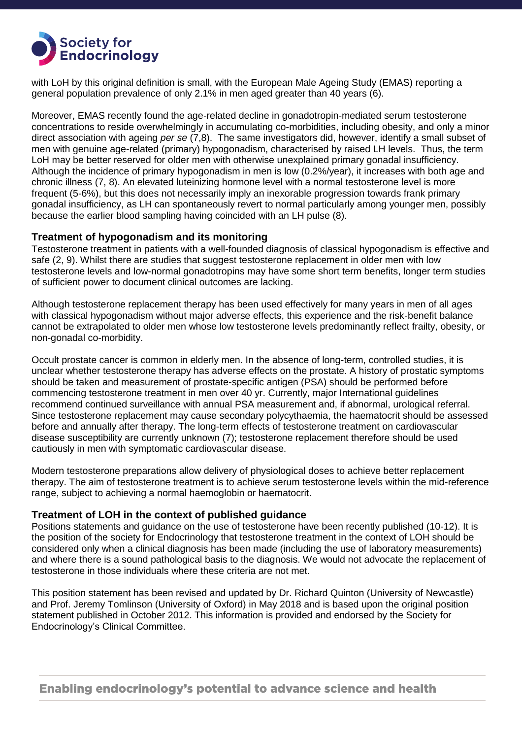with LoH by this original definition is small, with the European Male Ageing Study (EMAS) reporting a general population prevalence of only 2.1% in men aged greater than 40 years (6).

Moreover, EMAS recently found the age-related decline in gonadotropin-mediated serum testosterone concentrations to reside overwhelmingly in accumulating co-morbidities, including obesity, and only a minor direct association with ageing *per se* (7,8). The same investigators did, however, identify a small subset of men with genuine age-related (primary) hypogonadism, characterised by raised LH levels. Thus, the term LoH may be better reserved for older men with otherwise unexplained primary gonadal insufficiency. Although the incidence of primary hypogonadism in men is low (0.2%/year), it increases with both age and chronic illness (7, 8). An elevated luteinizing hormone level with a normal testosterone level is more frequent (5-6%), but this does not necessarily imply an inexorable progression towards frank primary gonadal insufficiency, as LH can spontaneously revert to normal particularly among younger men, possibly because the earlier blood sampling having coincided with an LH pulse (8).

## Treatment of hypogonadism and its monitoring

Testosterone treatment in patients with a well-founded diagnosis of classical hypogonadism is effective and safe (2, 9). Whilst there are studies that suggest testosterone replacement in older men with low testosterone levels and low-normal gonadotropins may have some short term benefits, longer term studies of sufficient power to document clinical outcomes are lacking.

Although testosterone replacement therapy has been used effectively for many years in men of all ages with classical hypogonadism without major adverse effects, this experience and the risk-benefit balance cannot be extrapolated to older men whose low testosterone levels predominantly reflect frailty, obesity, or non-gonadal co-morbidity.

Occult prostate cancer is common in elderly men. In the absence of long-term, controlled studies, it is unclear whether testosterone therapy has adverse effects on the prostate. A history of prostatic symptoms should be taken and measurement of prostate-specific antigen (PSA) should be performed before commencing testosterone treatment in men over 40 yr. Currently, major International guidelines recommend continued surveillance with annual PSA measurement and, if abnormal, urological referral. Since testosterone replacement may cause secondary polycythaemia, the haematocrit should be assessed before and annually after therapy. The long-term effects of testosterone treatment on cardiovascular disease susceptibility are currently unknown (7); testosterone replacement therefore should be used cautiously in men with symptomatic cardiovascular disease.

Modern testosterone preparations allow delivery of physiological doses to achieve better replacement therapy. The aim of testosterone treatment is to achieve serum testosterone levels within the mid-reference range, subject to achieving a normal haemoglobin or haematocrit.

## Treatment of LOH in the context of published guidance

Positions statements and guidance on the use of testosterone have been recently published (10-12). It is the position of the society for Endocrinology that testosterone treatment in the context of LOH should be considered only when a clinical diagnosis has been made (including the use of laboratory measurements) and where there is a sound pathological basis to the diagnosis. We would not advocate the replacement of testosterone in those individuals where these criteria are not met.

This position statement has been revised and updated by Dr. Richard Quinton (University of Newcastle) and Prof. Jeremy Tomlinson (University of Oxford) in May 2018 and is based upon the original position statement published in October 2012. This information is provided and endorsed by the Society for Endocrinology's Clinical Committee.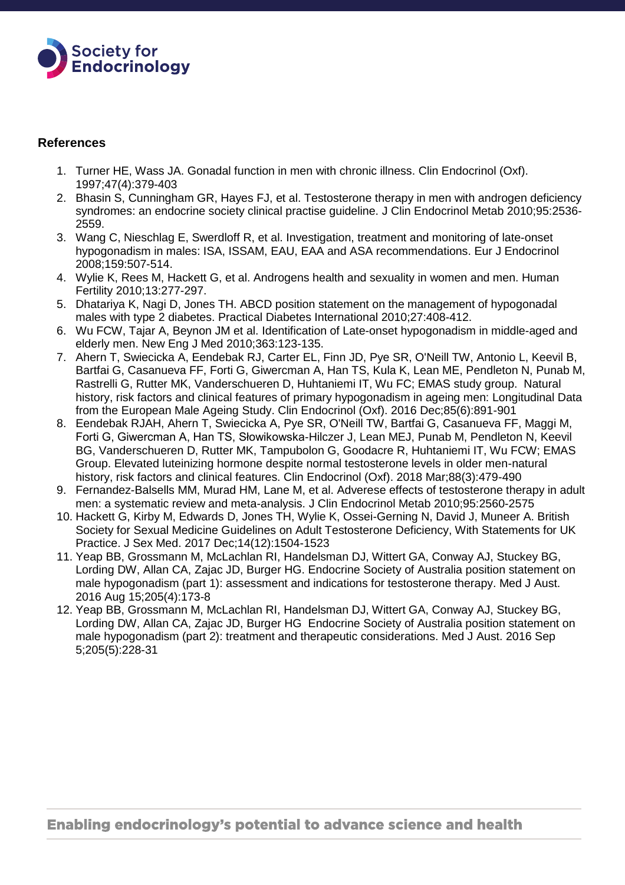## References

1. Turner HE, Wass JA. Gonadal function in men with chronic illness. Clin Endocrinol (Oxf). 1997;47(4):379-403
2. Bhasin S, Cunningham GR, Hayes FJ, et al. Testosterone therapy in men with androgen deficiency syndromes: an endocrine society clinical practise guideline. J Clin Endocrinol Metab 2010;95:2536-2559.
3. Wang C, Nieschlag E, Swerdloff R, et al. Investigation, treatment and monitoring of late-onset hypogonadism in males: ISA, ISSAM, EAU, EAA and ASA recommendations. Eur J Endocrinol 2008;159:507-514.
4. Wylie K, Rees M, Hackett G, et al. Androgens health and sexuality in women and men. Human Fertility 2010;13:277-297.
5. Dhatariya K, Nagi D, Jones TH. ABCD position statement on the management of hypogonadal males with type 2 diabetes. Practical Diabetes International 2010;27:408-412.
6. Wu FCW, Tajar A, Beynon JM et al. Identification of Late-onset hypogonadism in middle-aged and elderly men. New Eng J Med 2010;363:123-135.
7. Ahern T, Swiecicka A, Eendebak RJ, Carter EL, Finn JD, Pye SR, O'Neill TW, Antonio L, Keevil B, Bartfai G, Casanueva FF, Forti G, Giwercman A, Han TS, Kula K, Lean ME, Pendleton N, Punab M, Rastrelli G, Rutter MK, Vanderschueren D, Huhtaniemi IT, Wu FC; EMAS study group. Natural history, risk factors and clinical features of primary hypogonadism in ageing men: Longitudinal Data from the European Male Ageing Study. Clin Endocrinol (Oxf). 2016 Dec;85(6):891-901
8. Eendebak RJAH, Ahern T, Swiecicka A, Pye SR, O'Neill TW, Bartfai G, Casanueva FF, Maggi M, Forti G, Giwercman A, Han TS, Słowikowska-Hilczer J, Lean MEJ, Punab M, Pendleton N, Keevil BG, Vanderschueren D, Rutter MK, Tampubolon G, Goodacre R, Huhtaniemi IT, Wu FCW; EMAS Group. Elevated luteinizing hormone despite normal testosterone levels in older men-natural history, risk factors and clinical features. Clin Endocrinol (Oxf). 2018 Mar;88(3):479-490
9. Fernandez-Balsells MM, Murad HM, Lane M, et al. Adverese effects of testosterone therapy in adult men: a systematic review and meta-analysis. J Clin Endocrinol Metab 2010;95:2560-2575
10. Hackett G, Kirby M, Edwards D, Jones TH, Wylie K, Ossei-Gerning N, David J, Muneer A. British Society for Sexual Medicine Guidelines on Adult Testosterone Deficiency, With Statements for UK Practice. J Sex Med. 2017 Dec;14(12):1504-1523
11. Yeap BB, Grossmann M, McLachlan RI, Handelsman DJ, Wittert GA, Conway AJ, Stuckey BG, Lording DW, Allan CA, Zajac JD, Burger HG. Endocrine Society of Australia position statement on male hypogonadism (part 1): assessment and indications for testosterone therapy. Med J Aust. 2016 Aug 15;205(4):173-8
12. Yeap BB, Grossmann M, McLachlan RI, Handelsman DJ, Wittert GA, Conway AJ, Stuckey BG, Lording DW, Allan CA, Zajac JD, Burger HG Endocrine Society of Australia position statement on male hypogonadism (part 2): treatment and therapeutic considerations. Med J Aust. 2016 Sep 5;205(5):228-31